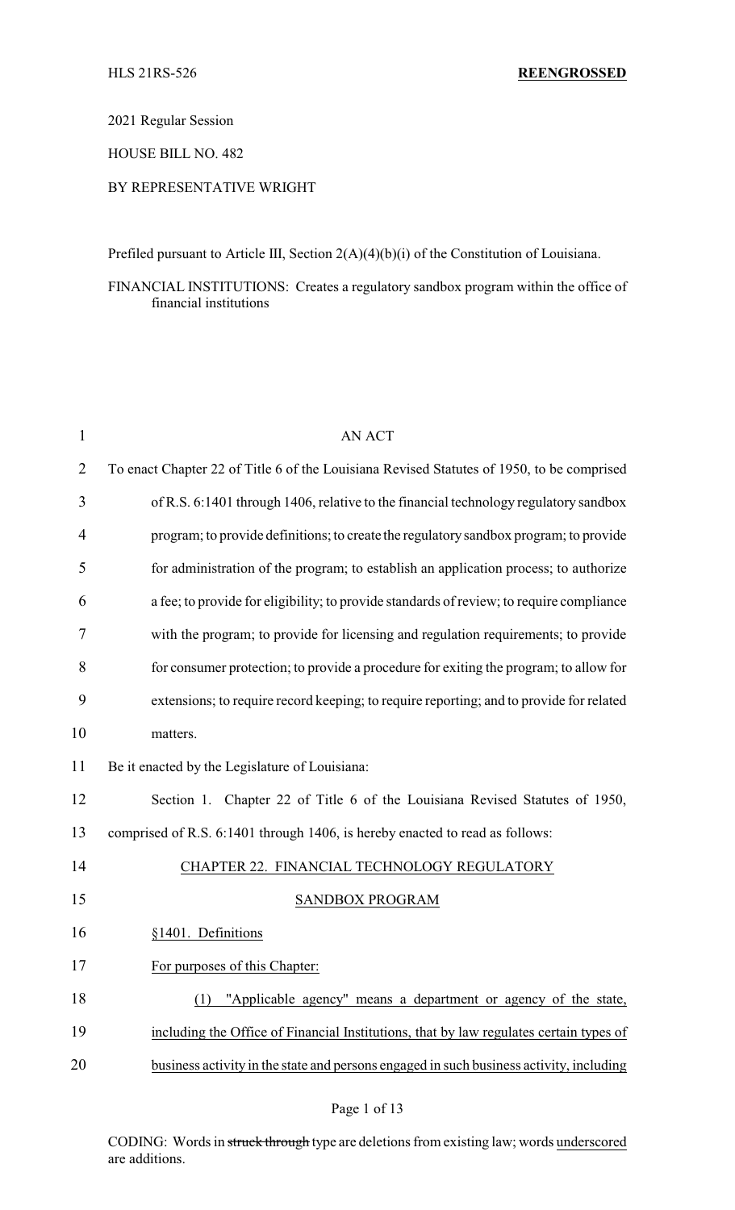HLS 21RS-526 **REENGROSSED**

2021 Regular Session

HOUSE BILL NO. 482

BY REPRESENTATIVE WRIGHT

Prefiled pursuant to Article III, Section 2(A)(4)(b)(i) of the Constitution of Louisiana.

FINANCIAL INSTITUTIONS: Creates a regulatory sandbox program within the office of financial institutions

AN ACT

To enact Chapter 22 of Title 6 of the Louisiana Revised Statutes of 1950, to be comprised of R.S. 6:1401 through 1406, relative to the financial technology regulatory sandbox program; to provide definitions; to create the regulatory sandbox program; to provide for administration of the program; to establish an application process; to authorize a fee; to provide for eligibility; to provide standards of review; to require compliance with the program; to provide for licensing and regulation requirements; to provide for consumer protection; to provide a procedure for exiting the program; to allow for extensions; to require record keeping; to require reporting; and to provide for related matters.

Be it enacted by the Legislature of Louisiana:

Section 1. Chapter 22 of Title 6 of the Louisiana Revised Statutes of 1950, comprised of R.S. 6:1401 through 1406, is hereby enacted to read as follows:

CHAPTER 22. FINANCIAL TECHNOLOGY REGULATORY SANDBOX PROGRAM

§1401. Definitions

For purposes of this Chapter:

(1) "Applicable agency" means a department or agency of the state, including the Office of Financial Institutions, that by law regulates certain types of business activity in the state and persons engaged in such business activity, including

CODING: Words in ~~struck through~~ type are deletions from existing law; words underscored are additions.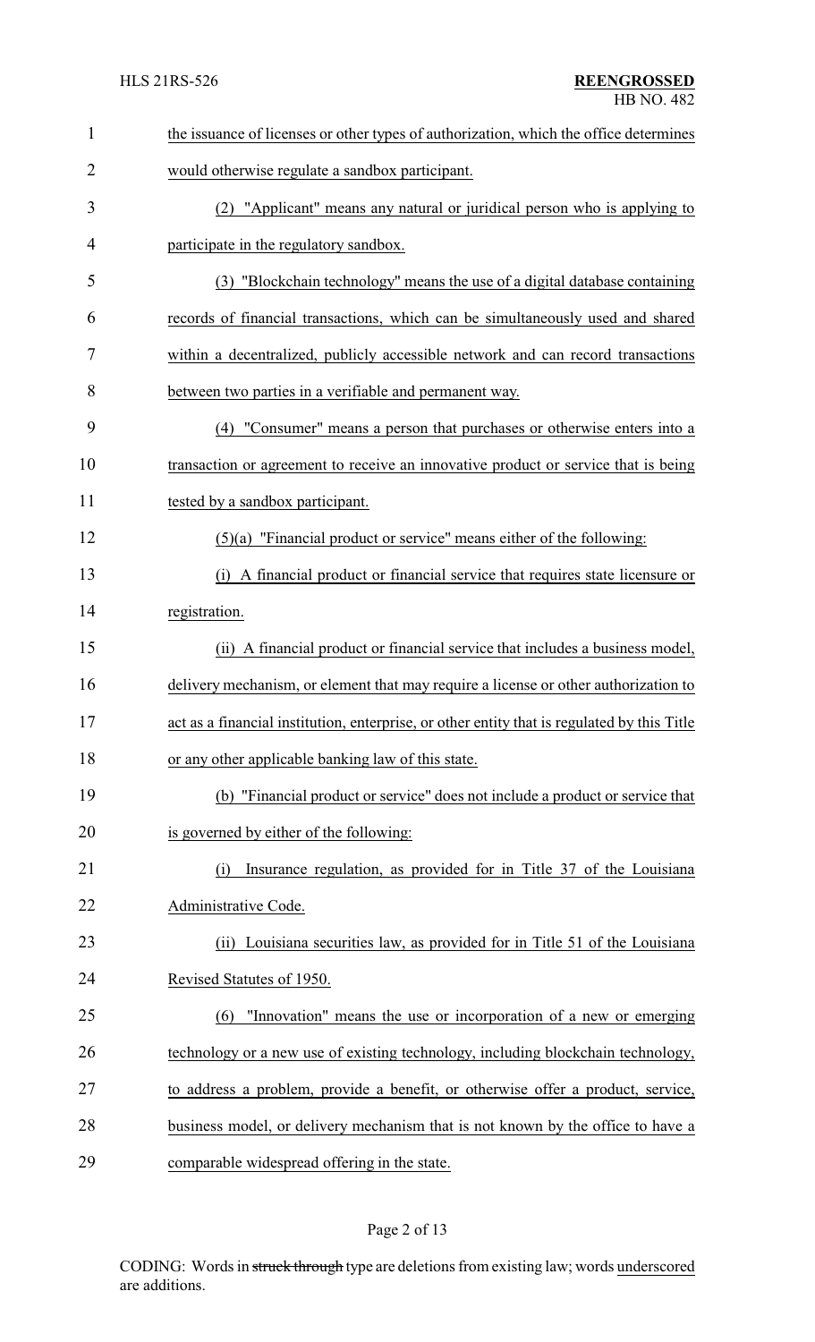the issuance of licenses or other types of authorization, which the office determines would otherwise regulate a sandbox participant.

(2) "Applicant" means any natural or juridical person who is applying to participate in the regulatory sandbox.

(3) "Blockchain technology" means the use of a digital database containing records of financial transactions, which can be simultaneously used and shared within a decentralized, publicly accessible network and can record transactions between two parties in a verifiable and permanent way.

(4) "Consumer" means a person that purchases or otherwise enters into a transaction or agreement to receive an innovative product or service that is being tested by a sandbox participant.

(5)(a) "Financial product or service" means either of the following:

(i) A financial product or financial service that requires state licensure or registration.

(ii) A financial product or financial service that includes a business model, delivery mechanism, or element that may require a license or other authorization to act as a financial institution, enterprise, or other entity that is regulated by this Title or any other applicable banking law of this state.

(b) "Financial product or service" does not include a product or service that is governed by either of the following:

(i) Insurance regulation, as provided for in Title 37 of the Louisiana Administrative Code.

(ii) Louisiana securities law, as provided for in Title 51 of the Louisiana Revised Statutes of 1950.

(6) "Innovation" means the use or incorporation of a new or emerging technology or a new use of existing technology, including blockchain technology, to address a problem, provide a benefit, or otherwise offer a product, service, business model, or delivery mechanism that is not known by the office to have a comparable widespread offering in the state.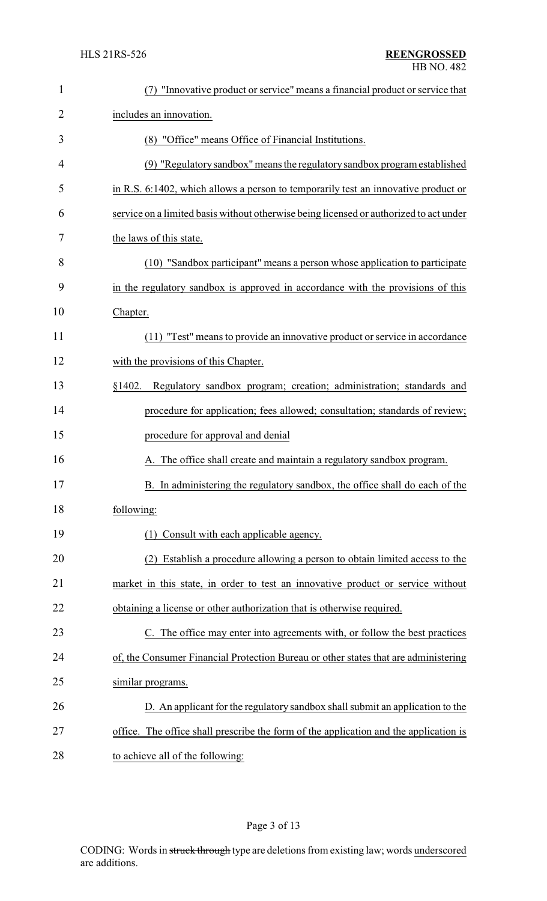(7) "Innovative product or service" means a financial product or service that includes an innovation.

(8) "Office" means Office of Financial Institutions.

(9) "Regulatory sandbox" means the regulatory sandbox program established in R.S. 6:1402, which allows a person to temporarily test an innovative product or service on a limited basis without otherwise being licensed or authorized to act under the laws of this state.

(10) "Sandbox participant" means a person whose application to participate in the regulatory sandbox is approved in accordance with the provisions of this Chapter.

(11) "Test" means to provide an innovative product or service in accordance with the provisions of this Chapter.

§1402. Regulatory sandbox program; creation; administration; standards and procedure for application; fees allowed; consultation; standards of review; procedure for approval and denial

A. The office shall create and maintain a regulatory sandbox program.

B. In administering the regulatory sandbox, the office shall do each of the following:

(1) Consult with each applicable agency.

(2) Establish a procedure allowing a person to obtain limited access to the market in this state, in order to test an innovative product or service without obtaining a license or other authorization that is otherwise required.

C. The office may enter into agreements with, or follow the best practices of, the Consumer Financial Protection Bureau or other states that are administering similar programs.

D. An applicant for the regulatory sandbox shall submit an application to the office. The office shall prescribe the form of the application and the application is to achieve all of the following: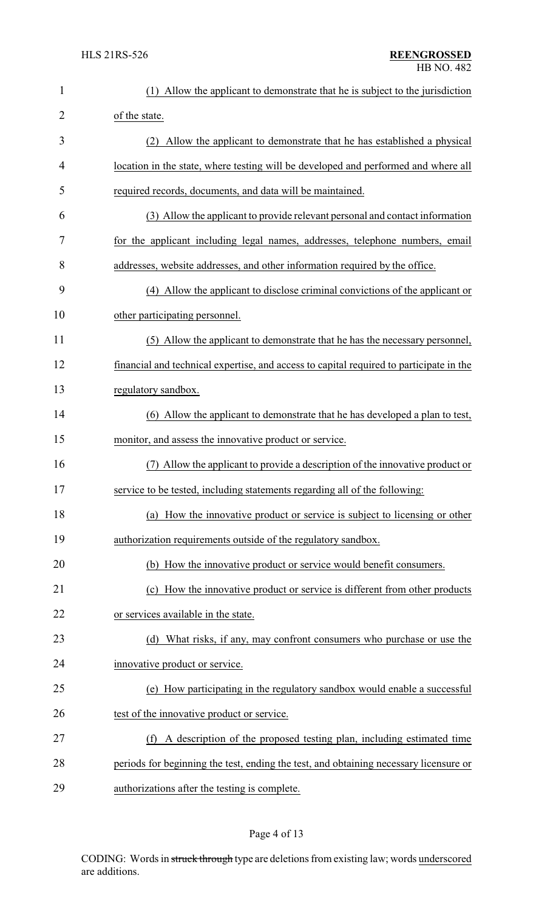(1) Allow the applicant to demonstrate that he is subject to the jurisdiction of the state.

(2) Allow the applicant to demonstrate that he has established a physical location in the state, where testing will be developed and performed and where all required records, documents, and data will be maintained.

(3) Allow the applicant to provide relevant personal and contact information for the applicant including legal names, addresses, telephone numbers, email addresses, website addresses, and other information required by the office.

(4) Allow the applicant to disclose criminal convictions of the applicant or other participating personnel.

(5) Allow the applicant to demonstrate that he has the necessary personnel, financial and technical expertise, and access to capital required to participate in the regulatory sandbox.

(6) Allow the applicant to demonstrate that he has developed a plan to test, monitor, and assess the innovative product or service.

(7) Allow the applicant to provide a description of the innovative product or service to be tested, including statements regarding all of the following:

(a) How the innovative product or service is subject to licensing or other authorization requirements outside of the regulatory sandbox.

(b) How the innovative product or service would benefit consumers.

(c) How the innovative product or service is different from other products or services available in the state.

(d) What risks, if any, may confront consumers who purchase or use the innovative product or service.

(e) How participating in the regulatory sandbox would enable a successful test of the innovative product or service.

(f) A description of the proposed testing plan, including estimated time periods for beginning the test, ending the test, and obtaining necessary licensure or authorizations after the testing is complete.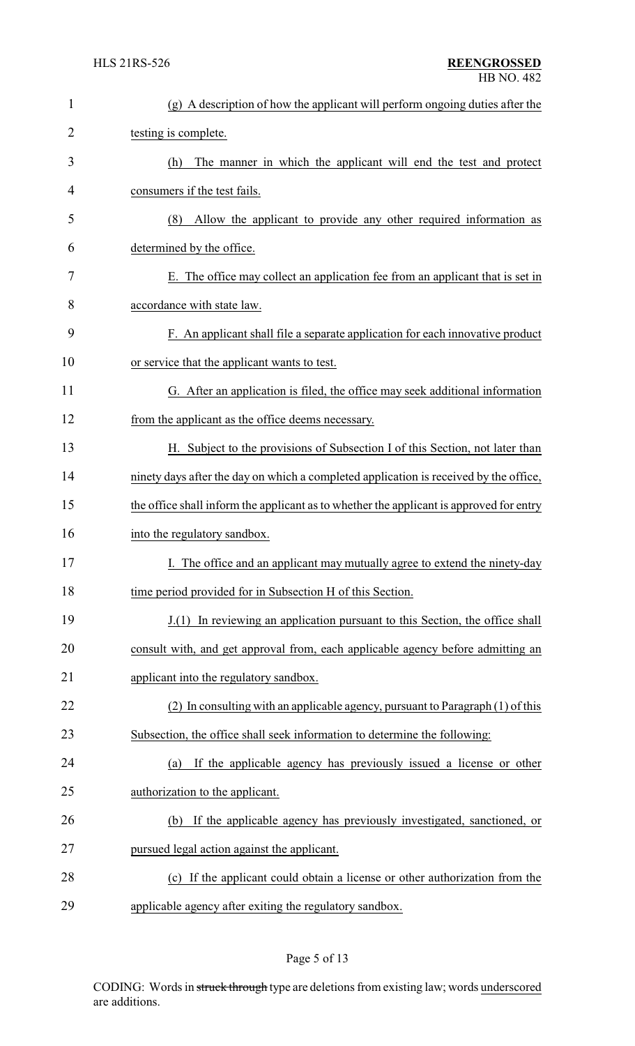(g) A description of how the applicant will perform ongoing duties after the testing is complete.

(h) The manner in which the applicant will end the test and protect consumers if the test fails.

(8) Allow the applicant to provide any other required information as determined by the office.

E. The office may collect an application fee from an applicant that is set in accordance with state law.

F. An applicant shall file a separate application for each innovative product or service that the applicant wants to test.

G. After an application is filed, the office may seek additional information from the applicant as the office deems necessary.

H. Subject to the provisions of Subsection I of this Section, not later than ninety days after the day on which a completed application is received by the office, the office shall inform the applicant as to whether the applicant is approved for entry into the regulatory sandbox.

I. The office and an applicant may mutually agree to extend the ninety-day time period provided for in Subsection H of this Section.

J.(1) In reviewing an application pursuant to this Section, the office shall consult with, and get approval from, each applicable agency before admitting an applicant into the regulatory sandbox.

(2) In consulting with an applicable agency, pursuant to Paragraph (1) of this Subsection, the office shall seek information to determine the following:

(a) If the applicable agency has previously issued a license or other authorization to the applicant.

(b) If the applicable agency has previously investigated, sanctioned, or pursued legal action against the applicant.

(c) If the applicant could obtain a license or other authorization from the applicable agency after exiting the regulatory sandbox.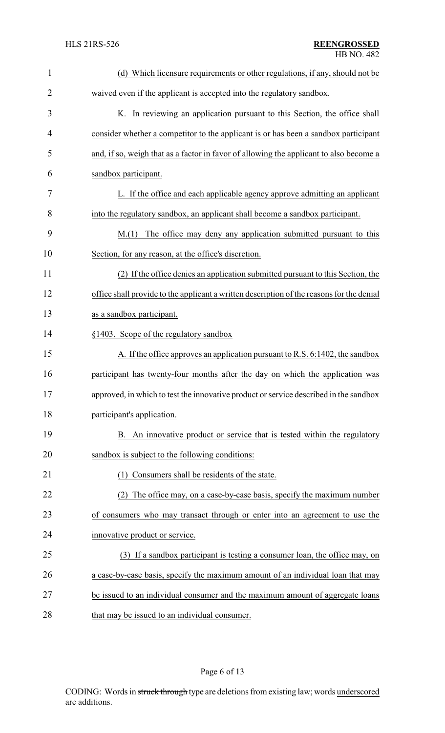(d) Which licensure requirements or other regulations, if any, should not be waived even if the applicant is accepted into the regulatory sandbox.

K. In reviewing an application pursuant to this Section, the office shall consider whether a competitor to the applicant is or has been a sandbox participant and, if so, weigh that as a factor in favor of allowing the applicant to also become a sandbox participant.

L. If the office and each applicable agency approve admitting an applicant into the regulatory sandbox, an applicant shall become a sandbox participant.

M.(1) The office may deny any application submitted pursuant to this Section, for any reason, at the office's discretion.

(2) If the office denies an application submitted pursuant to this Section, the office shall provide to the applicant a written description of the reasons for the denial as a sandbox participant.

§1403. Scope of the regulatory sandbox

A. If the office approves an application pursuant to R.S. 6:1402, the sandbox participant has twenty-four months after the day on which the application was approved, in which to test the innovative product or service described in the sandbox participant's application.

B. An innovative product or service that is tested within the regulatory sandbox is subject to the following conditions:

(1) Consumers shall be residents of the state.

(2) The office may, on a case-by-case basis, specify the maximum number of consumers who may transact through or enter into an agreement to use the innovative product or service.

(3) If a sandbox participant is testing a consumer loan, the office may, on a case-by-case basis, specify the maximum amount of an individual loan that may be issued to an individual consumer and the maximum amount of aggregate loans that may be issued to an individual consumer.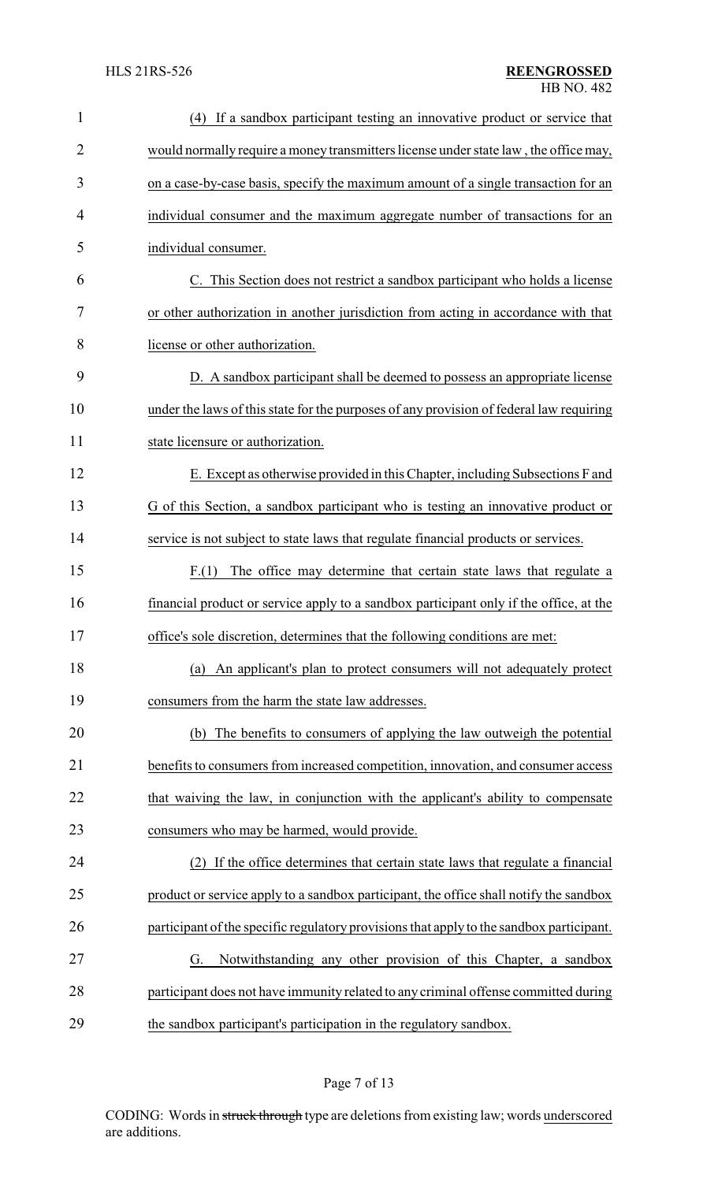(4) If a sandbox participant testing an innovative product or service that would normally require a money transmitters license under state law , the office may, on a case-by-case basis, specify the maximum amount of a single transaction for an individual consumer and the maximum aggregate number of transactions for an individual consumer.

C. This Section does not restrict a sandbox participant who holds a license or other authorization in another jurisdiction from acting in accordance with that license or other authorization.

D. A sandbox participant shall be deemed to possess an appropriate license under the laws of this state for the purposes of any provision of federal law requiring state licensure or authorization.

E. Except as otherwise provided in this Chapter, including Subsections F and G of this Section, a sandbox participant who is testing an innovative product or service is not subject to state laws that regulate financial products or services.

F.(1) The office may determine that certain state laws that regulate a financial product or service apply to a sandbox participant only if the office, at the office's sole discretion, determines that the following conditions are met:

(a) An applicant's plan to protect consumers will not adequately protect consumers from the harm the state law addresses.

(b) The benefits to consumers of applying the law outweigh the potential benefits to consumers from increased competition, innovation, and consumer access that waiving the law, in conjunction with the applicant's ability to compensate consumers who may be harmed, would provide.

(2) If the office determines that certain state laws that regulate a financial product or service apply to a sandbox participant, the office shall notify the sandbox participant of the specific regulatory provisions that apply to the sandbox participant.

G. Notwithstanding any other provision of this Chapter, a sandbox participant does not have immunity related to any criminal offense committed during the sandbox participant's participation in the regulatory sandbox.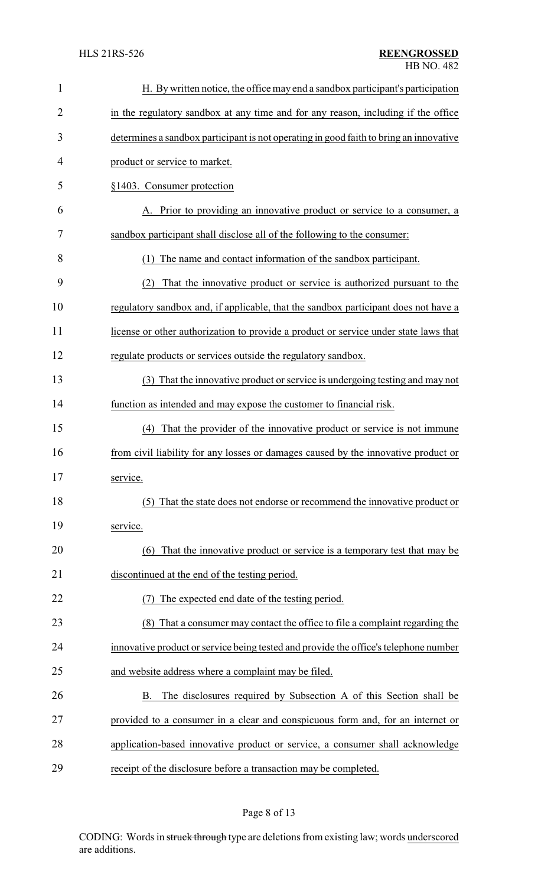H. By written notice, the office may end a sandbox participant's participation in the regulatory sandbox at any time and for any reason, including if the office determines a sandbox participant is not operating in good faith to bring an innovative product or service to market.

§1403. Consumer protection

A. Prior to providing an innovative product or service to a consumer, a sandbox participant shall disclose all of the following to the consumer:

(1) The name and contact information of the sandbox participant.

(2) That the innovative product or service is authorized pursuant to the regulatory sandbox and, if applicable, that the sandbox participant does not have a license or other authorization to provide a product or service under state laws that regulate products or services outside the regulatory sandbox.

(3) That the innovative product or service is undergoing testing and may not function as intended and may expose the customer to financial risk.

(4) That the provider of the innovative product or service is not immune from civil liability for any losses or damages caused by the innovative product or service.

(5) That the state does not endorse or recommend the innovative product or service.

(6) That the innovative product or service is a temporary test that may be discontinued at the end of the testing period.

(7) The expected end date of the testing period.

(8) That a consumer may contact the office to file a complaint regarding the innovative product or service being tested and provide the office's telephone number and website address where a complaint may be filed.

B. The disclosures required by Subsection A of this Section shall be provided to a consumer in a clear and conspicuous form and, for an internet or application-based innovative product or service, a consumer shall acknowledge receipt of the disclosure before a transaction may be completed.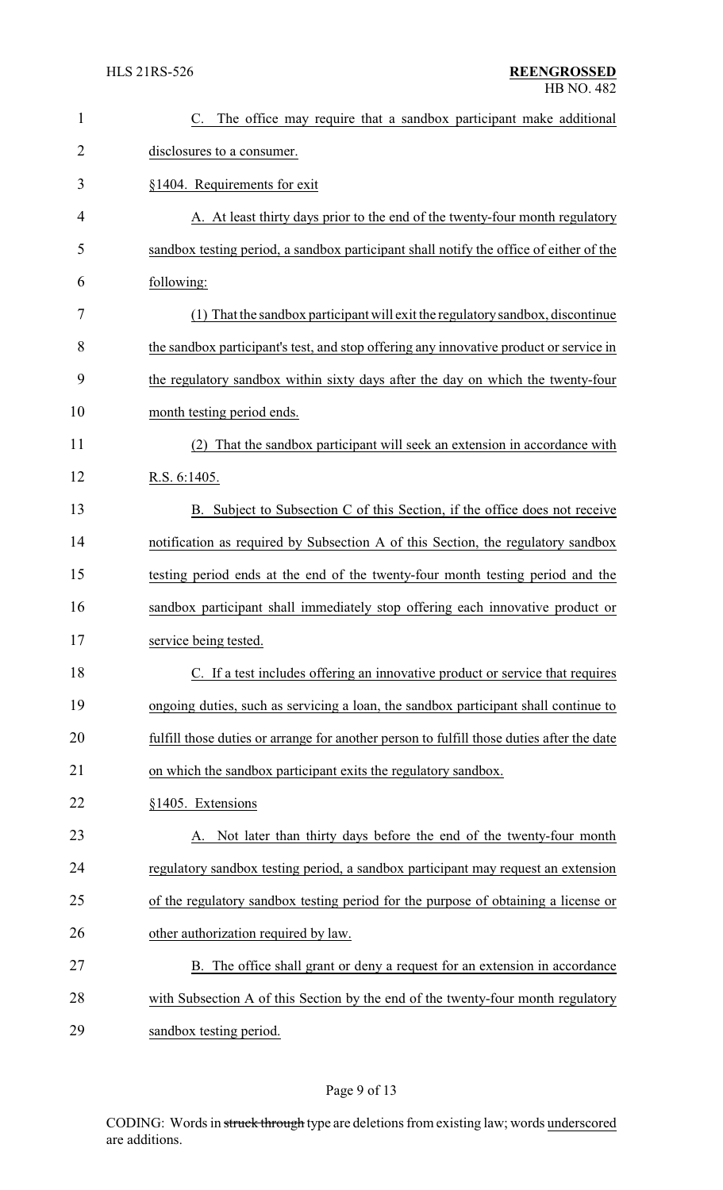C. The office may require that a sandbox participant make additional disclosures to a consumer.

§1404. Requirements for exit

A. At least thirty days prior to the end of the twenty-four month regulatory sandbox testing period, a sandbox participant shall notify the office of either of the following:

(1) That the sandbox participant will exit the regulatory sandbox, discontinue the sandbox participant's test, and stop offering any innovative product or service in the regulatory sandbox within sixty days after the day on which the twenty-four month testing period ends.

(2) That the sandbox participant will seek an extension in accordance with R.S. 6:1405.

B. Subject to Subsection C of this Section, if the office does not receive notification as required by Subsection A of this Section, the regulatory sandbox testing period ends at the end of the twenty-four month testing period and the sandbox participant shall immediately stop offering each innovative product or service being tested.

C. If a test includes offering an innovative product or service that requires ongoing duties, such as servicing a loan, the sandbox participant shall continue to fulfill those duties or arrange for another person to fulfill those duties after the date on which the sandbox participant exits the regulatory sandbox.

§1405. Extensions

A. Not later than thirty days before the end of the twenty-four month regulatory sandbox testing period, a sandbox participant may request an extension of the regulatory sandbox testing period for the purpose of obtaining a license or other authorization required by law.

B. The office shall grant or deny a request for an extension in accordance with Subsection A of this Section by the end of the twenty-four month regulatory sandbox testing period.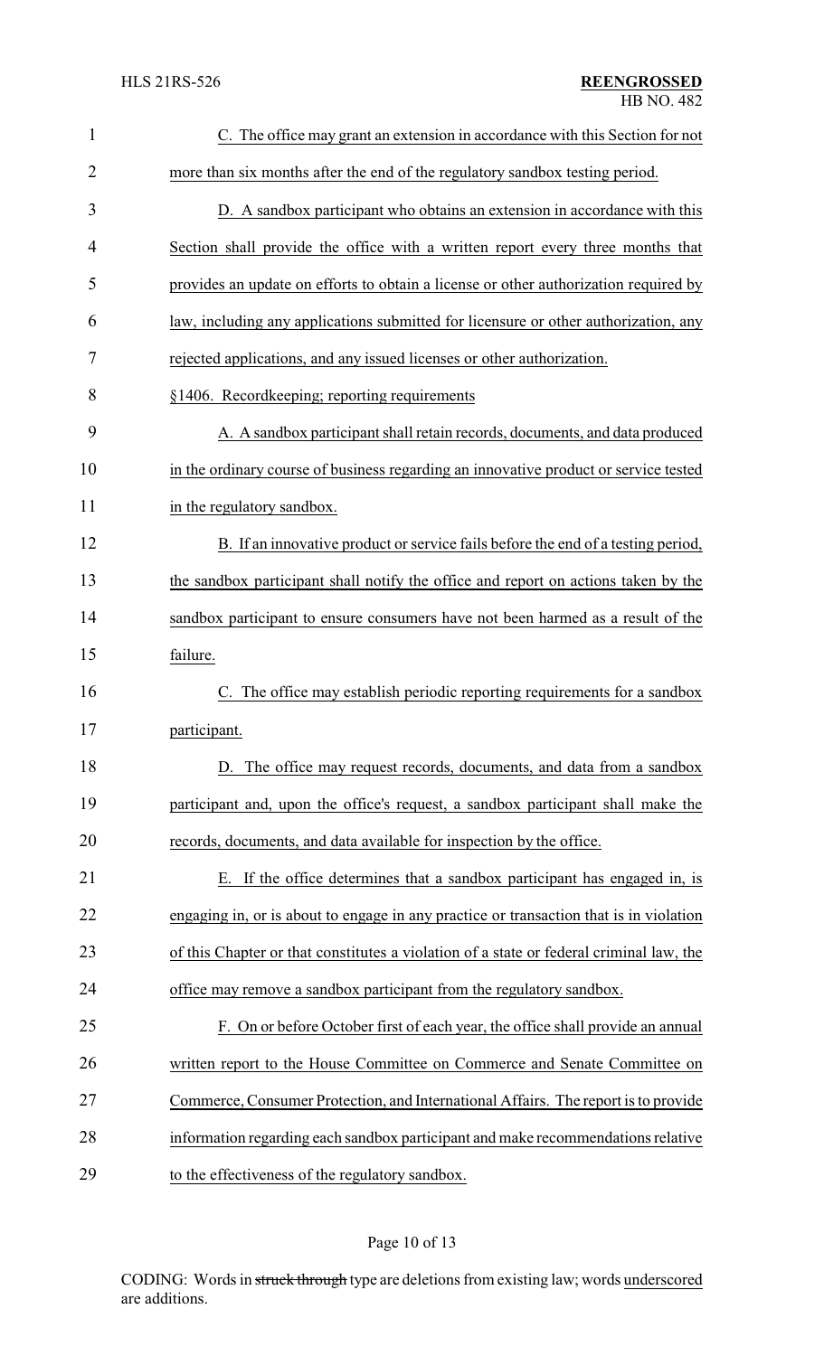C. The office may grant an extension in accordance with this Section for not more than six months after the end of the regulatory sandbox testing period.

D. A sandbox participant who obtains an extension in accordance with this Section shall provide the office with a written report every three months that provides an update on efforts to obtain a license or other authorization required by law, including any applications submitted for licensure or other authorization, any rejected applications, and any issued licenses or other authorization.

§1406. Recordkeeping; reporting requirements

A. A sandbox participant shall retain records, documents, and data produced in the ordinary course of business regarding an innovative product or service tested in the regulatory sandbox.

B. If an innovative product or service fails before the end of a testing period, the sandbox participant shall notify the office and report on actions taken by the sandbox participant to ensure consumers have not been harmed as a result of the failure.

C. The office may establish periodic reporting requirements for a sandbox participant.

D. The office may request records, documents, and data from a sandbox participant and, upon the office's request, a sandbox participant shall make the records, documents, and data available for inspection by the office.

E. If the office determines that a sandbox participant has engaged in, is engaging in, or is about to engage in any practice or transaction that is in violation of this Chapter or that constitutes a violation of a state or federal criminal law, the office may remove a sandbox participant from the regulatory sandbox.

F. On or before October first of each year, the office shall provide an annual written report to the House Committee on Commerce and Senate Committee on Commerce, Consumer Protection, and International Affairs. The report is to provide information regarding each sandbox participant and make recommendations relative to the effectiveness of the regulatory sandbox.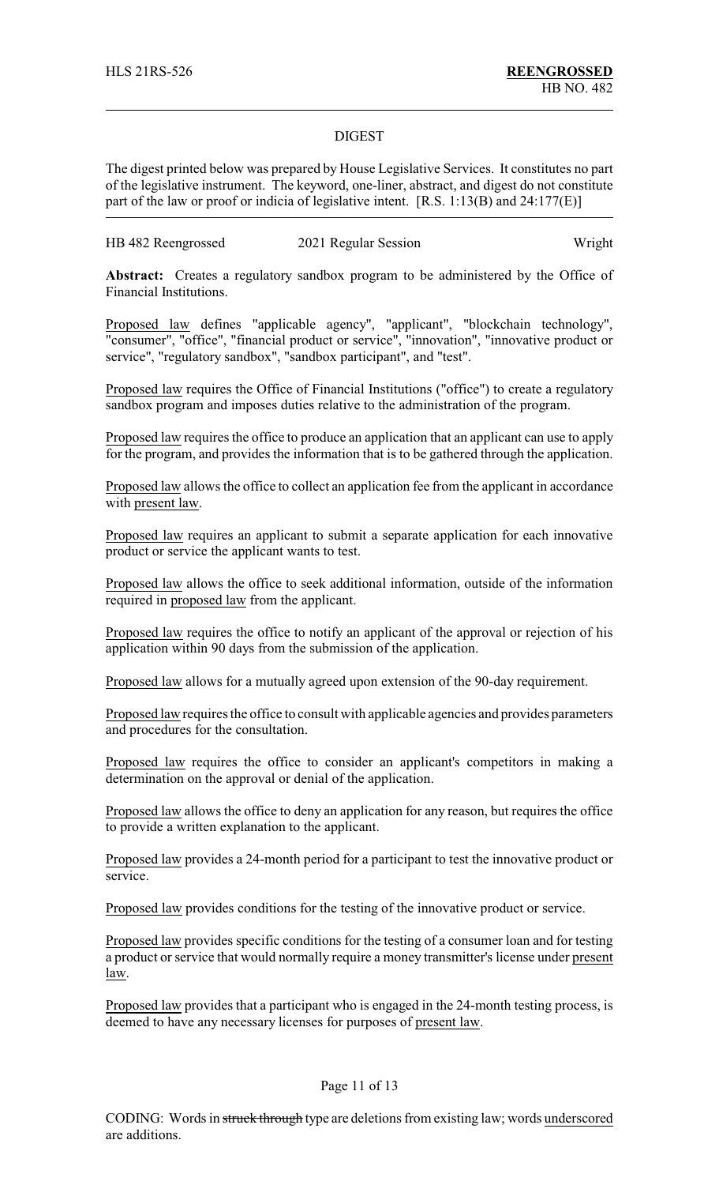HLS 21RS-526 **REENGROSSED**
HB NO. 482

## DIGEST

The digest printed below was prepared by House Legislative Services. It constitutes no part of the legislative instrument. The keyword, one-liner, abstract, and digest do not constitute part of the law or proof or indicia of legislative intent. [R.S. 1:13(B) and 24:177(E)]

HB 482 Reengrossed 2021 Regular Session Wright

**Abstract:** Creates a regulatory sandbox program to be administered by the Office of Financial Institutions.

Proposed law defines "applicable agency", "applicant", "blockchain technology", "consumer", "office", "financial product or service", "innovation", "innovative product or service", "regulatory sandbox", "sandbox participant", and "test".

Proposed law requires the Office of Financial Institutions ("office") to create a regulatory sandbox program and imposes duties relative to the administration of the program.

Proposed law requires the office to produce an application that an applicant can use to apply for the program, and provides the information that is to be gathered through the application.

Proposed law allows the office to collect an application fee from the applicant in accordance with present law.

Proposed law requires an applicant to submit a separate application for each innovative product or service the applicant wants to test.

Proposed law allows the office to seek additional information, outside of the information required in proposed law from the applicant.

Proposed law requires the office to notify an applicant of the approval or rejection of his application within 90 days from the submission of the application.

Proposed law allows for a mutually agreed upon extension of the 90-day requirement.

Proposed law requires the office to consult with applicable agencies and provides parameters and procedures for the consultation.

Proposed law requires the office to consider an applicant's competitors in making a determination on the approval or denial of the application.

Proposed law allows the office to deny an application for any reason, but requires the office to provide a written explanation to the applicant.

Proposed law provides a 24-month period for a participant to test the innovative product or service.

Proposed law provides conditions for the testing of the innovative product or service.

Proposed law provides specific conditions for the testing of a consumer loan and for testing a product or service that would normally require a money transmitter's license under present law.

Proposed law provides that a participant who is engaged in the 24-month testing process, is deemed to have any necessary licenses for purposes of present law.

CODING: Words in ~~struck through~~ type are deletions from existing law; words underscored are additions.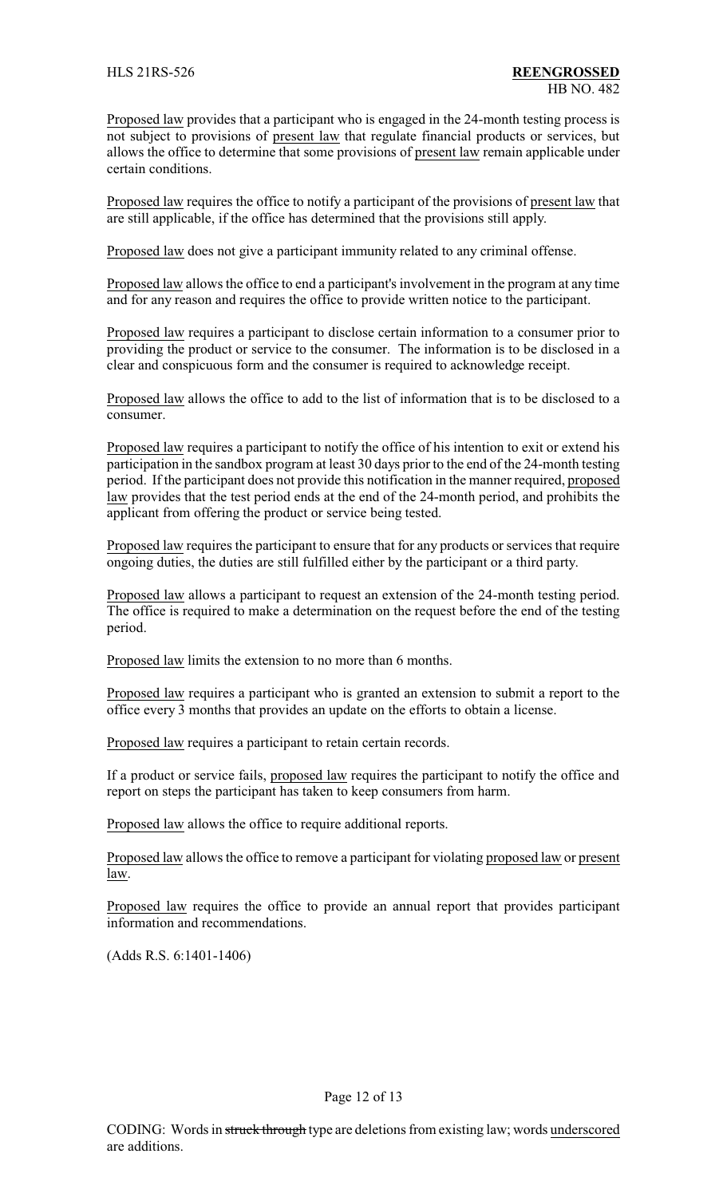Proposed law provides that a participant who is engaged in the 24-month testing process is not subject to provisions of present law that regulate financial products or services, but allows the office to determine that some provisions of present law remain applicable under certain conditions.

Proposed law requires the office to notify a participant of the provisions of present law that are still applicable, if the office has determined that the provisions still apply.

Proposed law does not give a participant immunity related to any criminal offense.

Proposed law allows the office to end a participant's involvement in the program at any time and for any reason and requires the office to provide written notice to the participant.

Proposed law requires a participant to disclose certain information to a consumer prior to providing the product or service to the consumer. The information is to be disclosed in a clear and conspicuous form and the consumer is required to acknowledge receipt.

Proposed law allows the office to add to the list of information that is to be disclosed to a consumer.

Proposed law requires a participant to notify the office of his intention to exit or extend his participation in the sandbox program at least 30 days prior to the end of the 24-month testing period. If the participant does not provide this notification in the manner required, proposed law provides that the test period ends at the end of the 24-month period, and prohibits the applicant from offering the product or service being tested.

Proposed law requires the participant to ensure that for any products or services that require ongoing duties, the duties are still fulfilled either by the participant or a third party.

Proposed law allows a participant to request an extension of the 24-month testing period. The office is required to make a determination on the request before the end of the testing period.

Proposed law limits the extension to no more than 6 months.

Proposed law requires a participant who is granted an extension to submit a report to the office every 3 months that provides an update on the efforts to obtain a license.

Proposed law requires a participant to retain certain records.

If a product or service fails, proposed law requires the participant to notify the office and report on steps the participant has taken to keep consumers from harm.

Proposed law allows the office to require additional reports.

Proposed law allows the office to remove a participant for violating proposed law or present law.

Proposed law requires the office to provide an annual report that provides participant information and recommendations.

(Adds R.S. 6:1401-1406)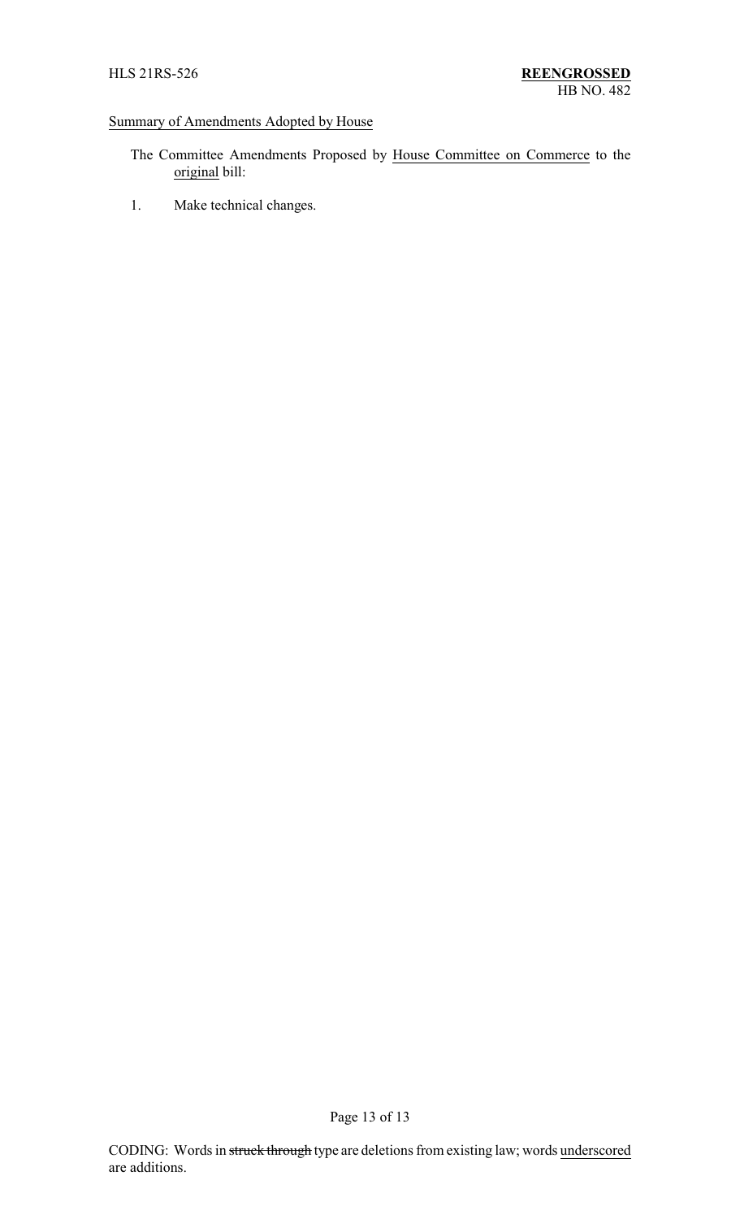Summary of Amendments Adopted by House

The Committee Amendments Proposed by House Committee on Commerce to the original bill:

1. Make technical changes.